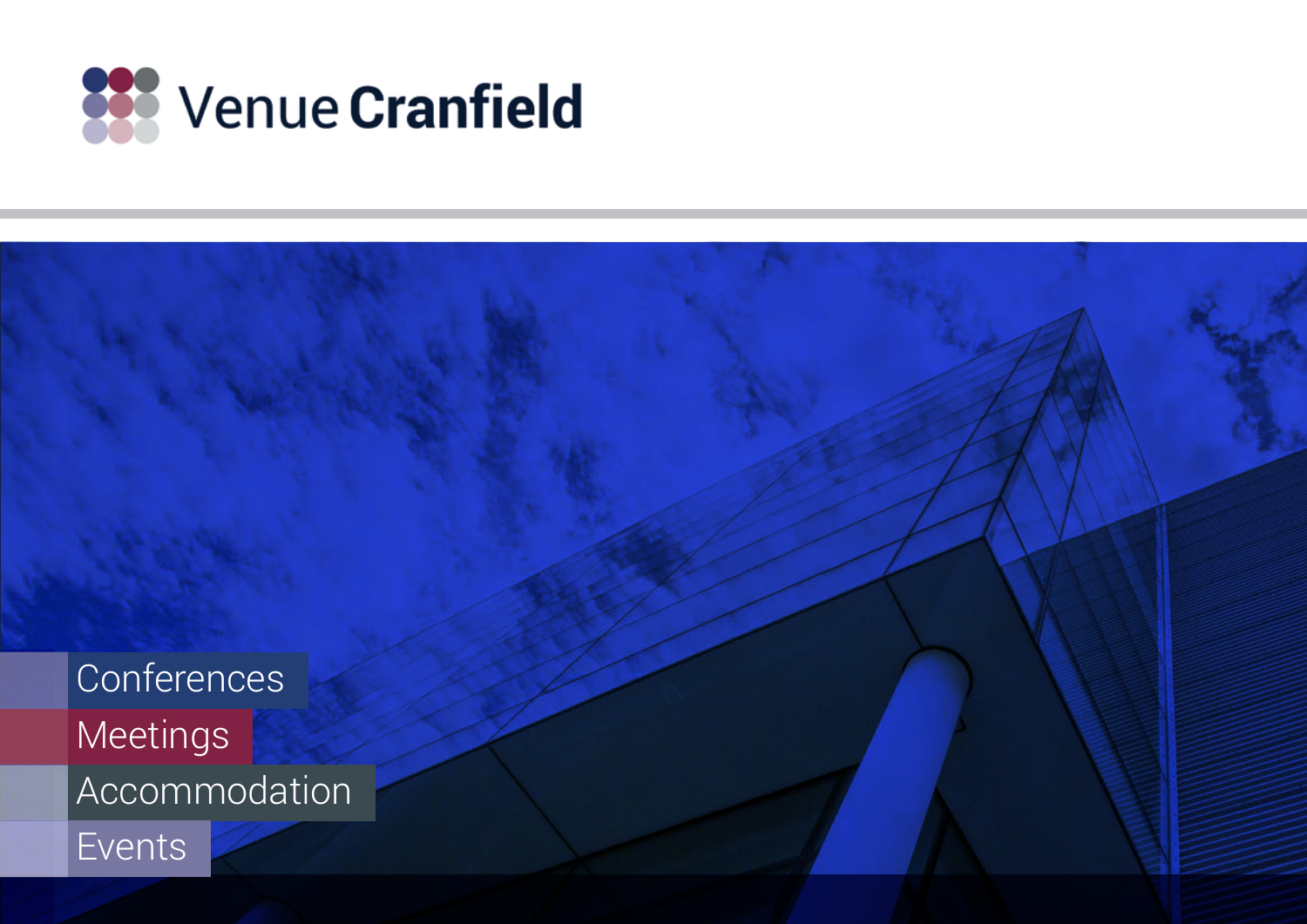# Venue Cranfield

Conferences

Meetings

Accommodation

Events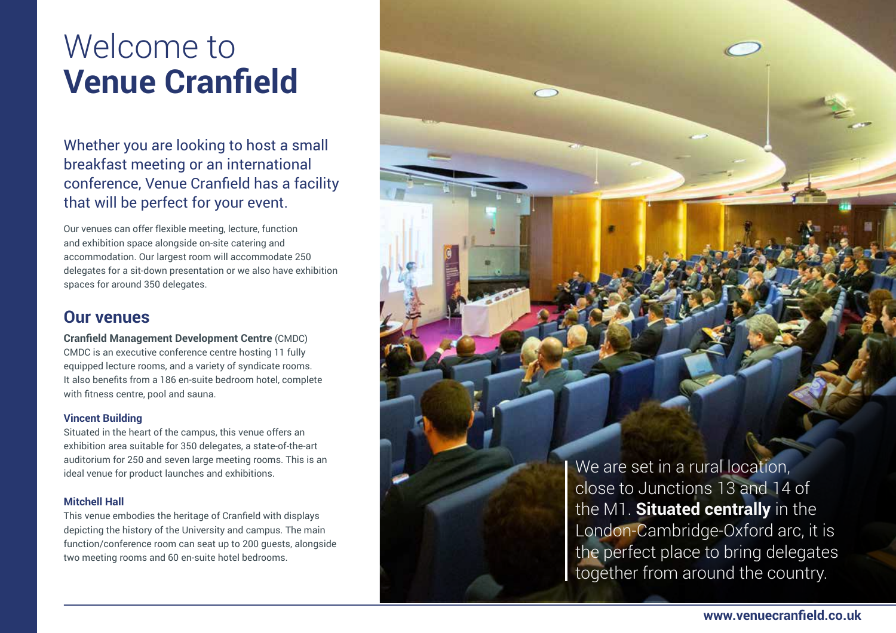# Welcome to **Venue Cranfield**

Whether you are looking to host a small breakfast meeting or an international conference, Venue Cranfield has a facility that will be perfect for your event.

Our venues can offer flexible meeting, lecture, function and exhibition space alongside on-site catering and accommodation. Our largest room will accommodate 250 delegates for a sit-down presentation or we also have exhibition spaces for around 350 delegates.

## Our venues

**Cranfield Management Development Centre** (CMDC)
CMDC is an executive conference centre hosting 11 fully equipped lecture rooms, and a variety of syndicate rooms. It also benefits from a 186 en-suite bedroom hotel, complete with fitness centre, pool and sauna.

### Vincent Building

Situated in the heart of the campus, this venue offers an exhibition area suitable for 350 delegates, a state-of-the-art auditorium for 250 and seven large meeting rooms. This is an ideal venue for product launches and exhibitions.

### Mitchell Hall

This venue embodies the heritage of Cranfield with displays depicting the history of the University and campus. The main function/conference room can seat up to 200 guests, alongside two meeting rooms and 60 en-suite hotel bedrooms.

We are set in a rural location, close to Junctions 13 and 14 of the M1. **Situated centrally** in the London-Cambridge-Oxford arc, it is the perfect place to bring delegates together from around the country.

**www.venuecranfield.co.uk**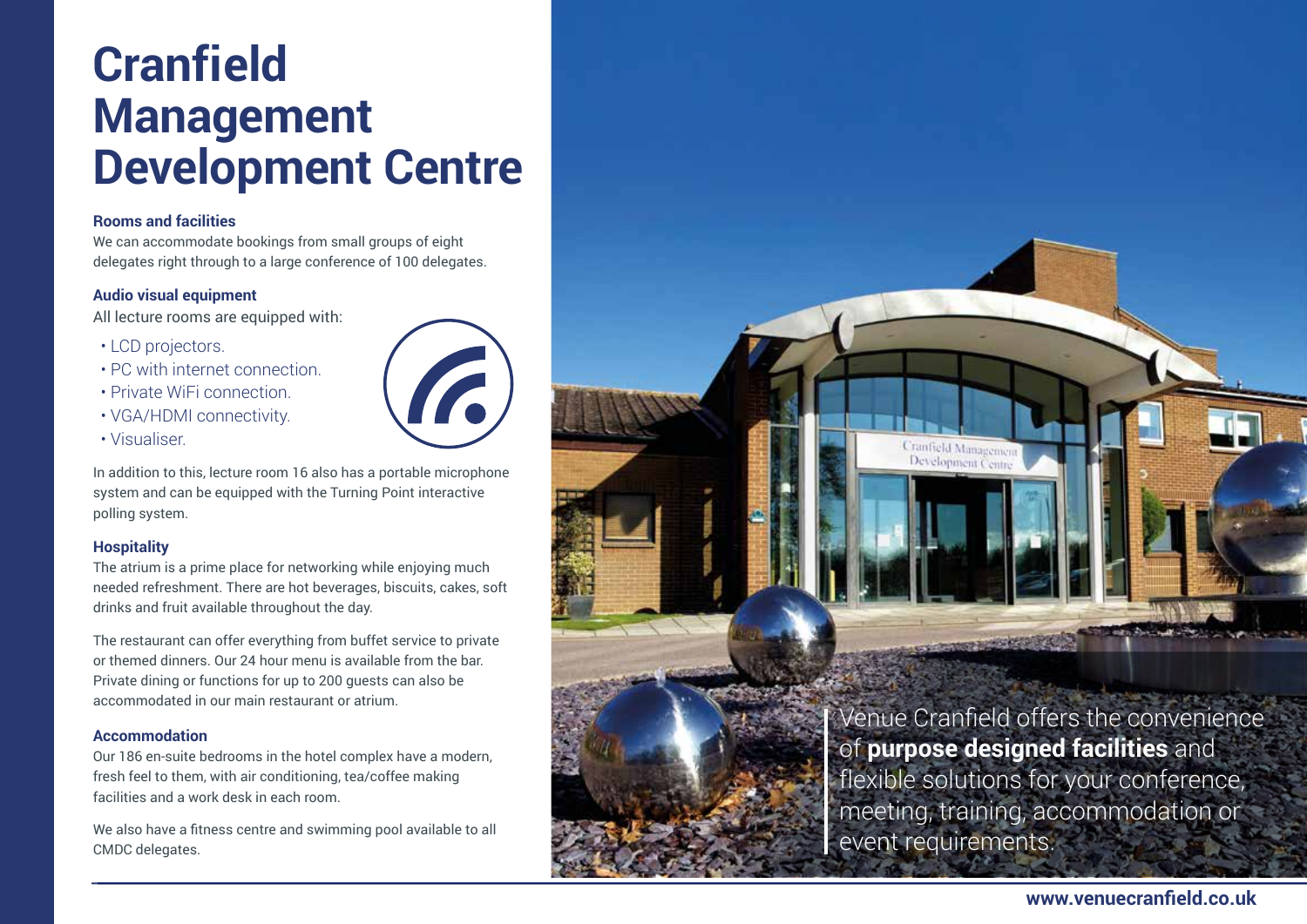# Cranfield Management Development Centre

### Rooms and facilities

We can accommodate bookings from small groups of eight delegates right through to a large conference of 100 delegates.

### Audio visual equipment

All lecture rooms are equipped with:

- LCD projectors.
- PC with internet connection.
- Private WiFi connection.
- VGA/HDMI connectivity.
- Visualiser.

In addition to this, lecture room 16 also has a portable microphone system and can be equipped with the Turning Point interactive polling system.

### Hospitality

The atrium is a prime place for networking while enjoying much needed refreshment. There are hot beverages, biscuits, cakes, soft drinks and fruit available throughout the day.

The restaurant can offer everything from buffet service to private or themed dinners. Our 24 hour menu is available from the bar. Private dining or functions for up to 200 guests can also be accommodated in our main restaurant or atrium.

### Accommodation

Our 186 en-suite bedrooms in the hotel complex have a modern, fresh feel to them, with air conditioning, tea/coffee making facilities and a work desk in each room.

We also have a fitness centre and swimming pool available to all CMDC delegates.

Venue Cranfield offers the convenience of **purpose designed facilities** and flexible solutions for your conference, meeting, training, accommodation or event requirements.

**www.venuecranfield.co.uk**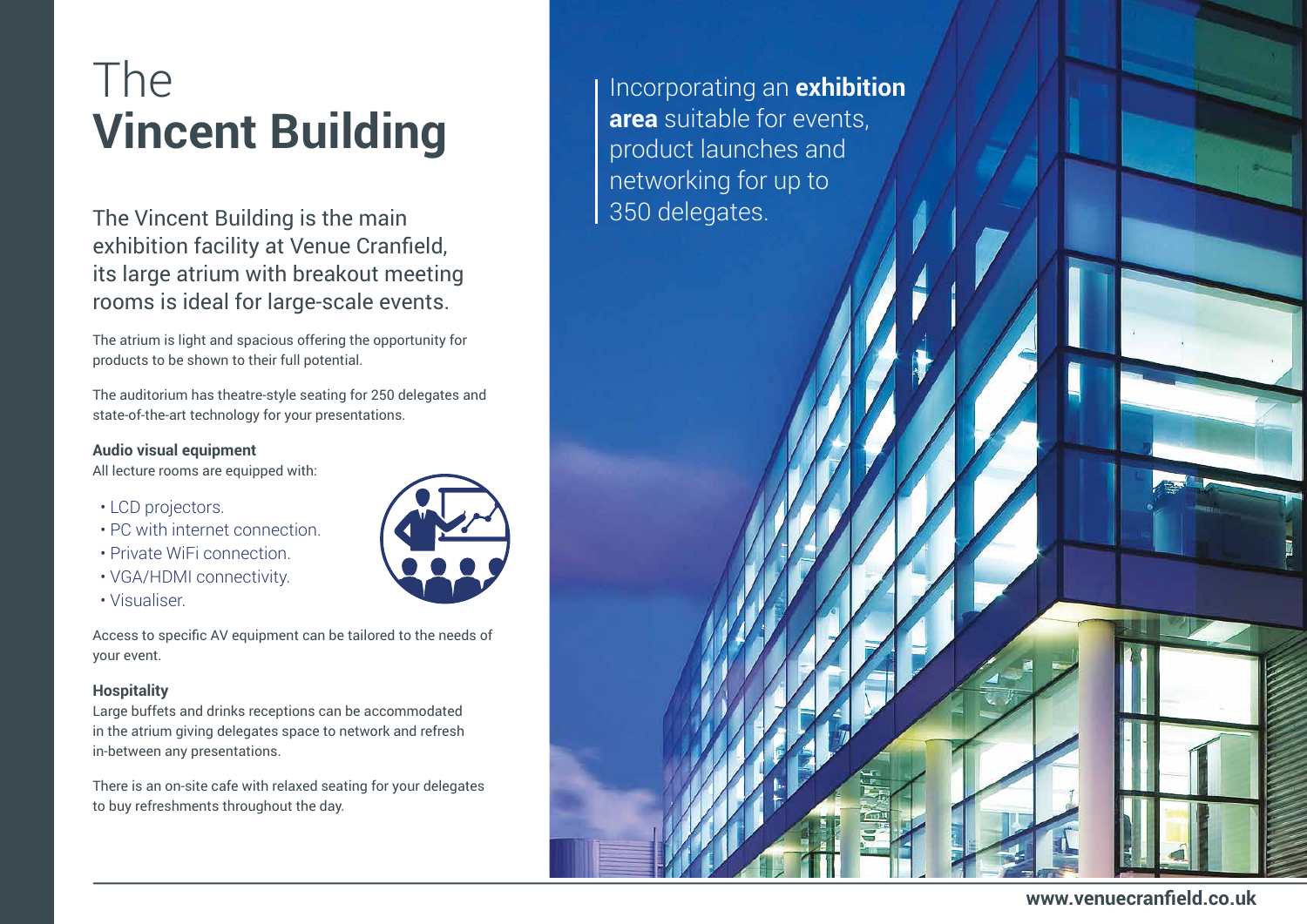# The **Vincent Building**

The Vincent Building is the main exhibition facility at Venue Cranfield, its large atrium with breakout meeting rooms is ideal for large-scale events.

The atrium is light and spacious offering the opportunity for products to be shown to their full potential.

The auditorium has theatre-style seating for 250 delegates and state-of-the-art technology for your presentations.

**Audio visual equipment**

All lecture rooms are equipped with:

- LCD projectors.
- PC with internet connection.
- Private WiFi connection.
- VGA/HDMI connectivity.
- Visualiser.

Access to specific AV equipment can be tailored to the needs of your event.

**Hospitality**

Large buffets and drinks receptions can be accommodated in the atrium giving delegates space to network and refresh in-between any presentations.

There is an on-site cafe with relaxed seating for your delegates to buy refreshments throughout the day.

Incorporating an **exhibition area** suitable for events, product launches and networking for up to 350 delegates.

**www.venuecranfield.co.uk**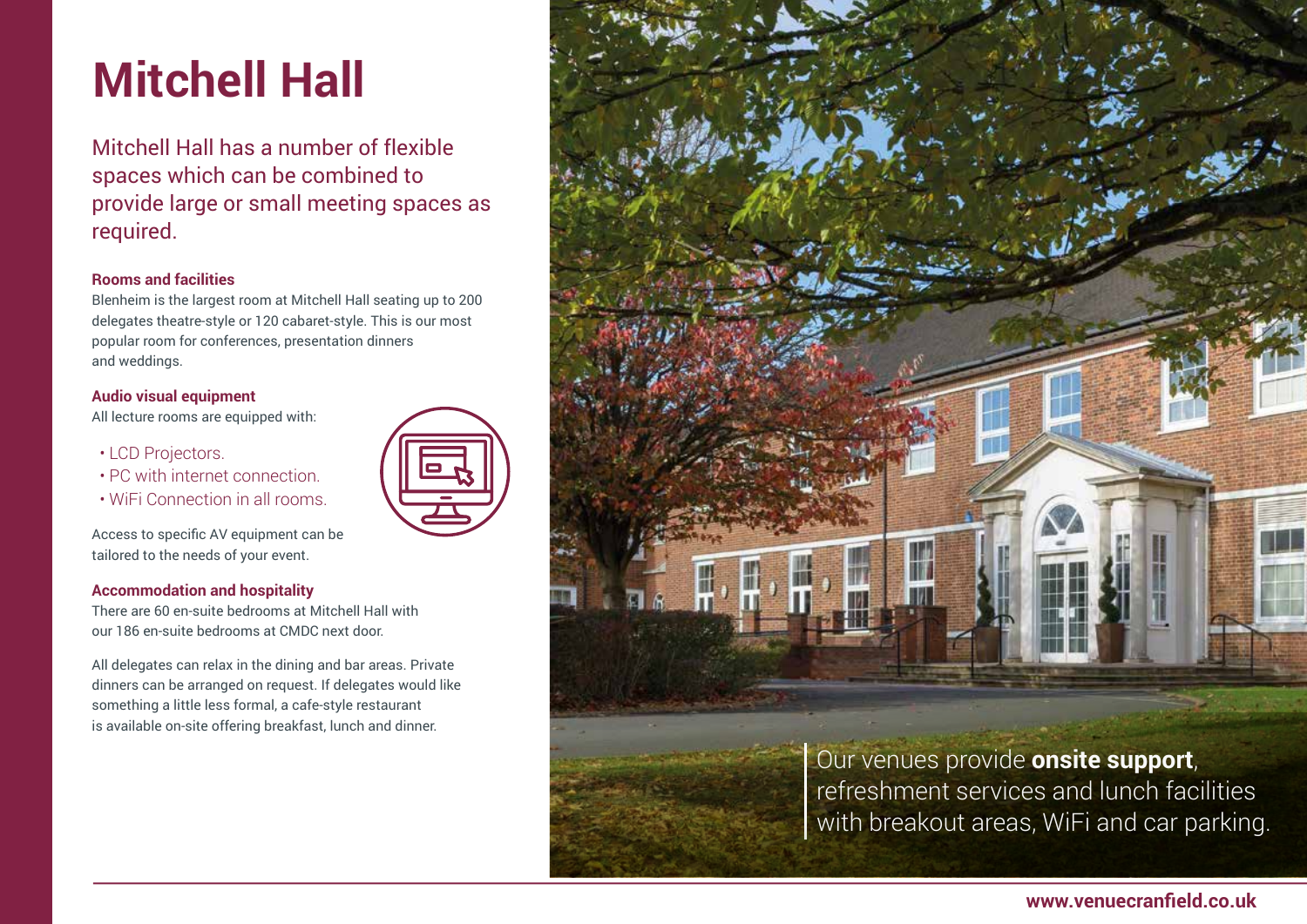# Mitchell Hall

Mitchell Hall has a number of flexible spaces which can be combined to provide large or small meeting spaces as required.

### Rooms and facilities

Blenheim is the largest room at Mitchell Hall seating up to 200 delegates theatre-style or 120 cabaret-style. This is our most popular room for conferences, presentation dinners and weddings.

### Audio visual equipment

All lecture rooms are equipped with:

- LCD Projectors.
- PC with internet connection.
- WiFi Connection in all rooms.

Access to specific AV equipment can be tailored to the needs of your event.

### Accommodation and hospitality

There are 60 en-suite bedrooms at Mitchell Hall with our 186 en-suite bedrooms at CMDC next door.

All delegates can relax in the dining and bar areas. Private dinners can be arranged on request. If delegates would like something a little less formal, a cafe-style restaurant is available on-site offering breakfast, lunch and dinner.

Our venues provide **onsite support**, refreshment services and lunch facilities with breakout areas, WiFi and car parking.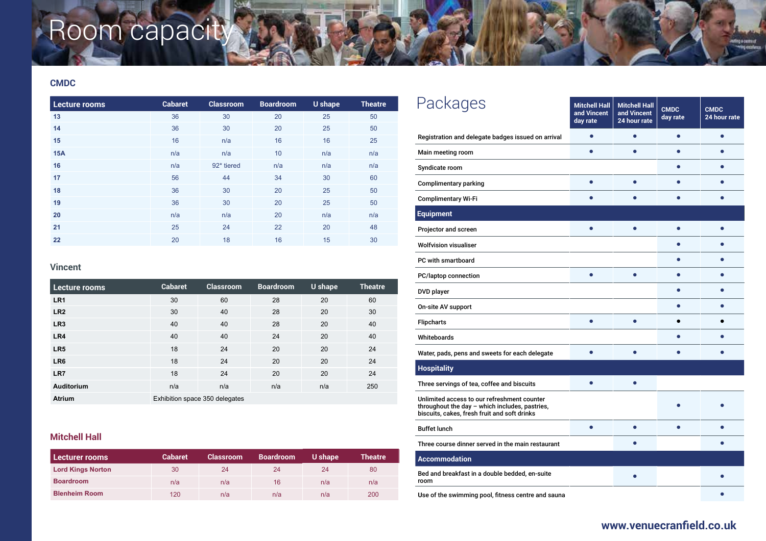# Room capacity

## CMDC

| Lecture rooms | Cabaret | Classroom | Boardroom | U shape | Theatre |
|---|---|---|---|---|---|
| 13 | 36 | 30 | 20 | 25 | 50 |
| 14 | 36 | 30 | 20 | 25 | 50 |
| 15 | 16 | n/a | 16 | 16 | 25 |
| 15A | n/a | n/a | 10 | n/a | n/a |
| 16 | n/a | 92* tiered | n/a | n/a | n/a |
| 17 | 56 | 44 | 34 | 30 | 60 |
| 18 | 36 | 30 | 20 | 25 | 50 |
| 19 | 36 | 30 | 20 | 25 | 50 |
| 20 | n/a | n/a | 20 | n/a | n/a |
| 21 | 25 | 24 | 22 | 20 | 48 |
| 22 | 20 | 18 | 16 | 15 | 30 |

## Vincent

| Lecture rooms | Cabaret | Classroom | Boardroom | U shape | Theatre |
|---|---|---|---|---|---|
| LR1 | 30 | 60 | 28 | 20 | 60 |
| LR2 | 30 | 40 | 28 | 20 | 30 |
| LR3 | 40 | 40 | 28 | 20 | 40 |
| LR4 | 40 | 40 | 24 | 20 | 40 |
| LR5 | 18 | 24 | 20 | 20 | 24 |
| LR6 | 18 | 24 | 20 | 20 | 24 |
| LR7 | 18 | 24 | 20 | 20 | 24 |
| Auditorium | n/a | n/a | n/a | n/a | 250 |
| Atrium | Exhibition space 350 delegates | | | | |

## Mitchell Hall

| Lecturer rooms | Cabaret | Classroom | Boardroom | U shape | Theatre |
|---|---|---|---|---|---|
| Lord Kings Norton | 30 | 24 | 24 | 24 | 80 |
| Boardroom | n/a | n/a | 16 | n/a | n/a |
| Blenheim Room | 120 | n/a | n/a | n/a | 200 |

# Packages

| | Mitchell Hall and Vincent day rate | Mitchell Hall and Vincent 24 hour rate | CMDC day rate | CMDC 24 hour rate |
|---|---|---|---|---|
| Registration and delegate badges issued on arrival | • | • | • | • |
| Main meeting room | • | • | • | • |
| Syndicate room | | | • | • |
| Complimentary parking | • | • | • | • |
| Complimentary Wi-Fi | • | • | • | • |
| **Equipment** | | | | |
| Projector and screen | • | • | • | • |
| Wolfvision visualiser | | | • | • |
| PC with smartboard | | | • | • |
| PC/laptop connection | • | • | • | • |
| DVD player | | | • | • |
| On-site AV support | | | • | • |
| Flipcharts | • | • | • | • |
| Whiteboards | | | • | • |
| Water, pads, pens and sweets for each delegate | • | • | • | • |
| **Hospitality** | | | | |
| Three servings of tea, coffee and biscuits | • | • | | |
| Unlimited access to our refreshment counter throughout the day – which includes, pastries, biscuits, cakes, fresh fruit and soft drinks | | | • | • |
| Buffet lunch | • | • | • | • |
| Three course dinner served in the main restaurant | | • | | • |
| **Accommodation** | | | | |
| Bed and breakfast in a double bedded, en-suite room | | • | | • |
| Use of the swimming pool, fitness centre and sauna | | | | • |

www.venuecranfield.co.uk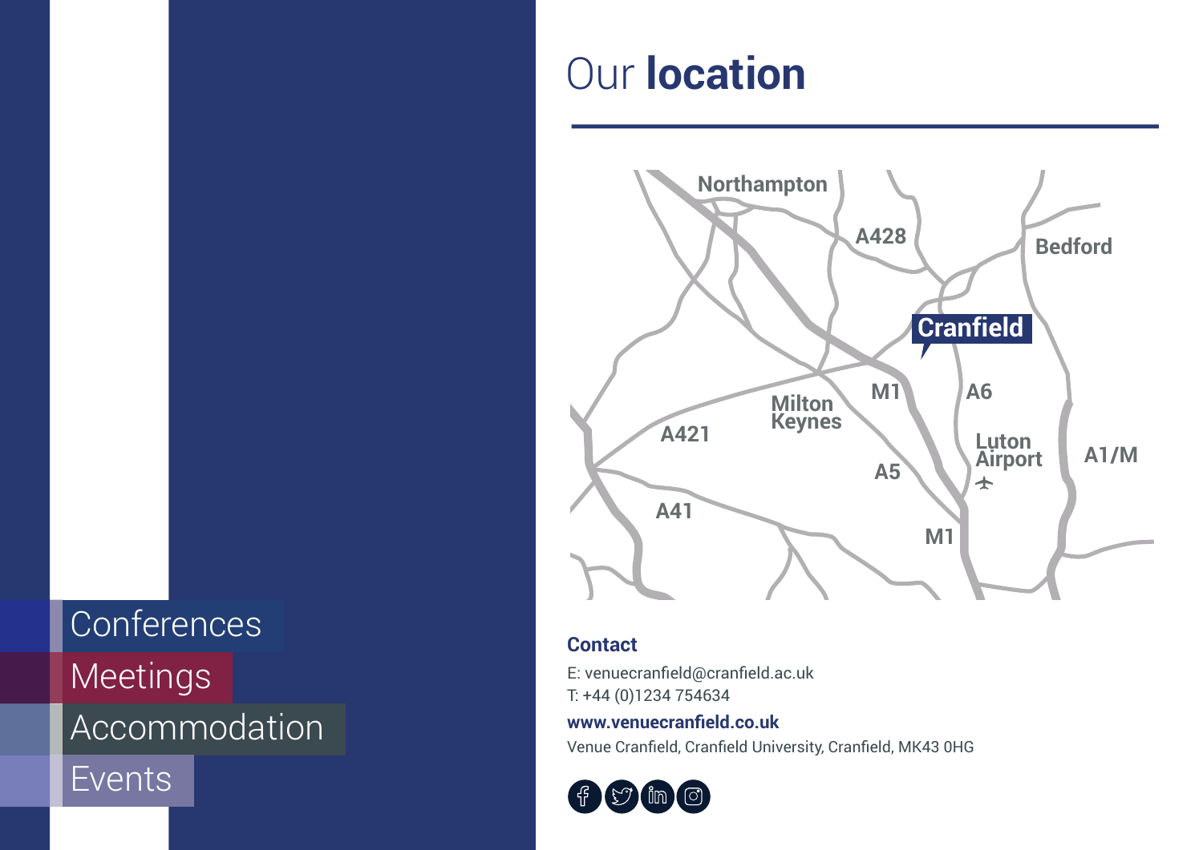Conferences

Meetings

Accommodation

Events

# Our **location**

Northampton

A428

Bedford

Cranfield

M1

A6

Milton Keynes

A421

A5

Luton Airport

A1/M

A41

M1

**Contact**

E: venuecranfield@cranfield.ac.uk
T: +44 (0)1234 754634

**www.venuecranfield.co.uk**

Venue Cranfield, Cranfield University, Cranfield, MK43 0HG